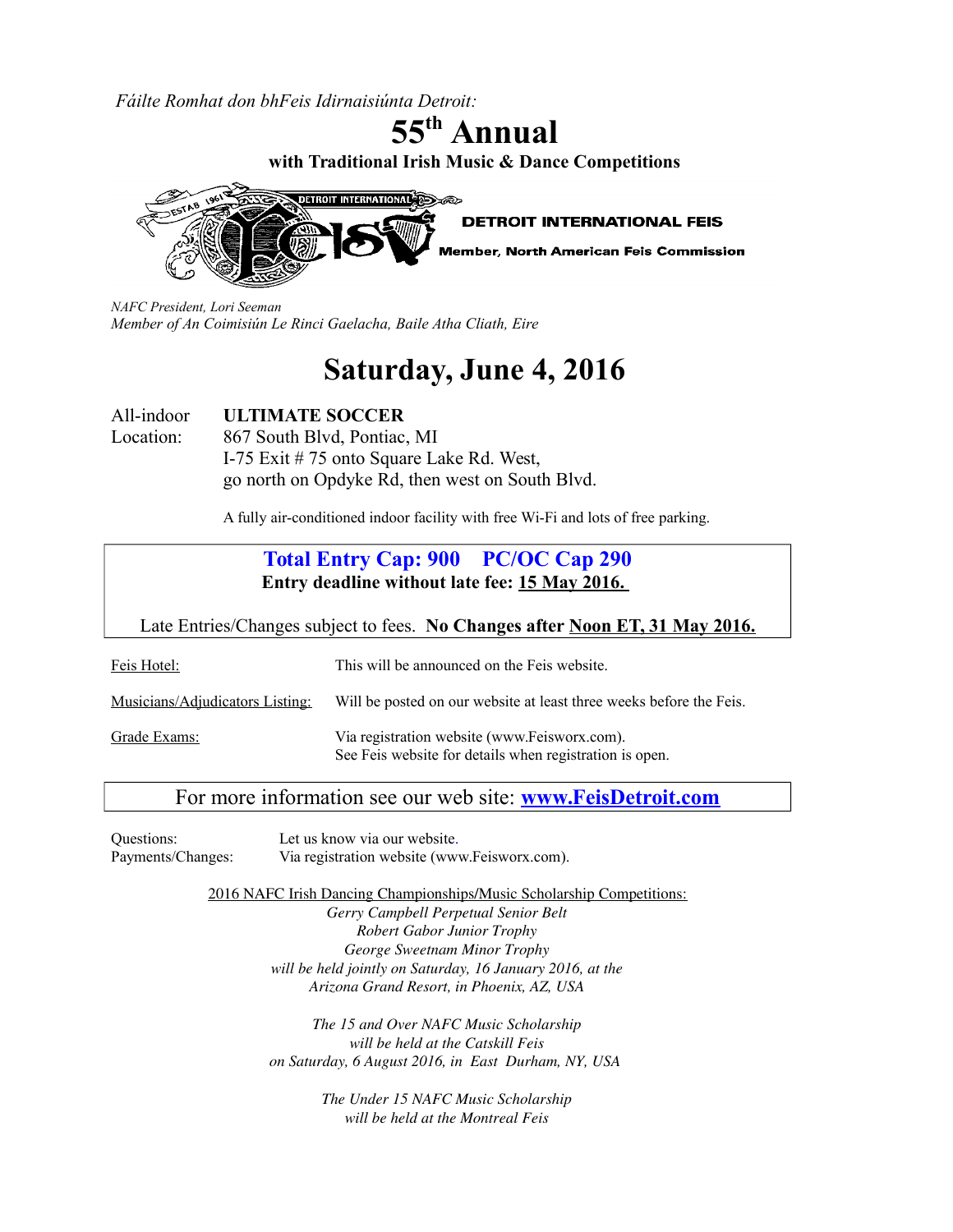*Fáilte Romhat don bhFeis Idirnaisiúnta Detroit:*

# 55th Annual

**with Traditional Irish Music & Dance Competitions**

**DETROIT INTERNATIONAL FEIS**

**Member, North American Feis Commission**

*NAFC President, Lori Seeman*
*Member of An Coimisiún Le Rinci Gaelacha, Baile Atha Cliath, Eire*

# Saturday, June 4, 2016

All-indoor Location: **ULTIMATE SOCCER**
867 South Blvd, Pontiac, MI
I-75 Exit # 75 onto Square Lake Rd. West,
go north on Opdyke Rd, then west on South Blvd.

A fully air-conditioned indoor facility with free Wi-Fi and lots of free parking.

**Total Entry Cap: 900 PC/OC Cap 290**

**Entry deadline without late fee: 15 May 2016.**

Late Entries/Changes subject to fees. **No Changes after Noon ET, 31 May 2016.**

Feis Hotel: This will be announced on the Feis website.

Musicians/Adjudicators Listing: Will be posted on our website at least three weeks before the Feis.

Grade Exams: Via registration website (www.Feisworx.com).
See Feis website for details when registration is open.

For more information see our web site: **www.FeisDetroit.com**

Questions: Let us know via our website.
Payments/Changes: Via registration website (www.Feisworx.com).

2016 NAFC Irish Dancing Championships/Music Scholarship Competitions:

*Gerry Campbell Perpetual Senior Belt*
*Robert Gabor Junior Trophy*
*George Sweetnam Minor Trophy*
*will be held jointly on Saturday, 16 January 2016, at the Arizona Grand Resort, in Phoenix, AZ, USA*

*The 15 and Over NAFC Music Scholarship will be held at the Catskill Feis on Saturday, 6 August 2016, in East Durham, NY, USA*

*The Under 15 NAFC Music Scholarship will be held at the Montreal Feis*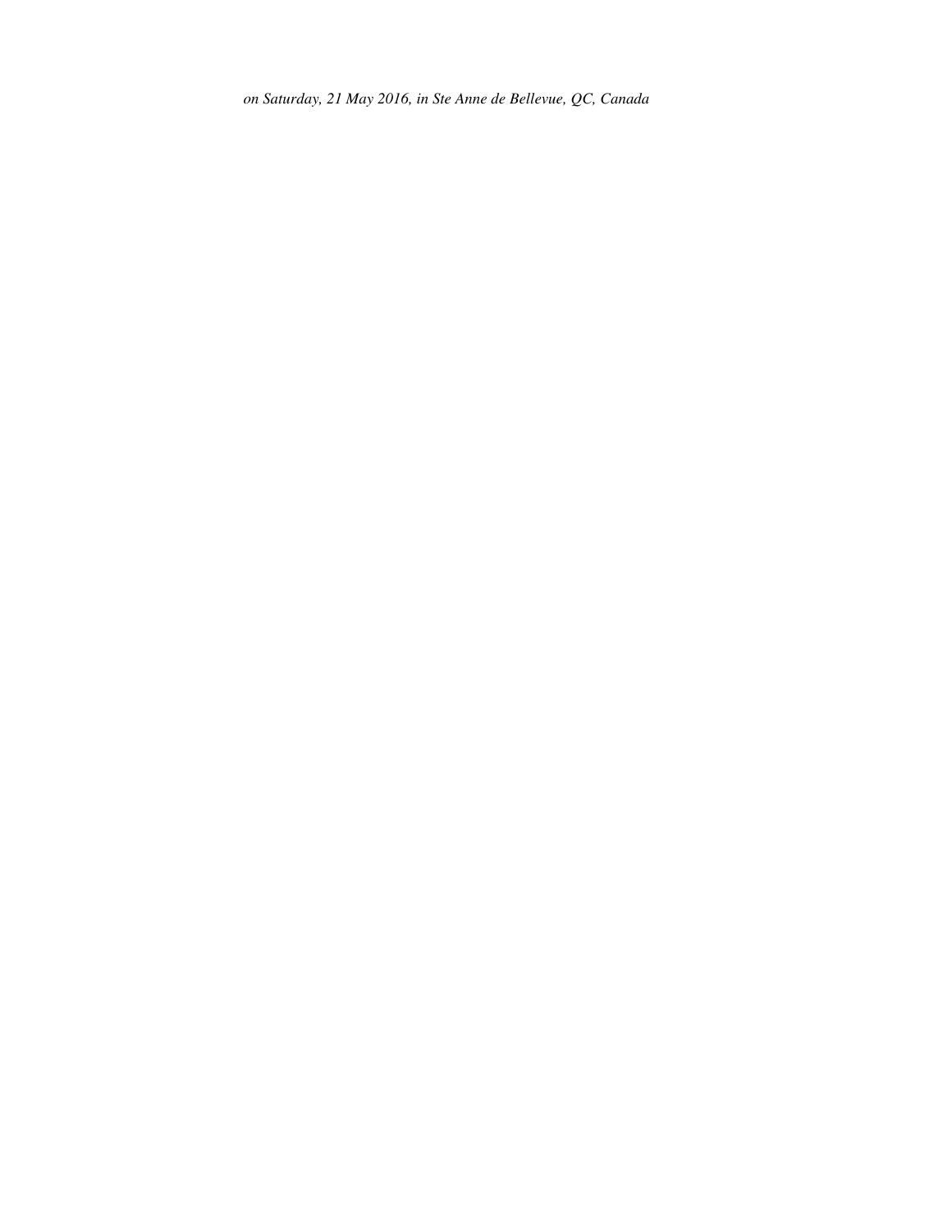*on Saturday, 21 May 2016, in Ste Anne de Bellevue, QC, Canada*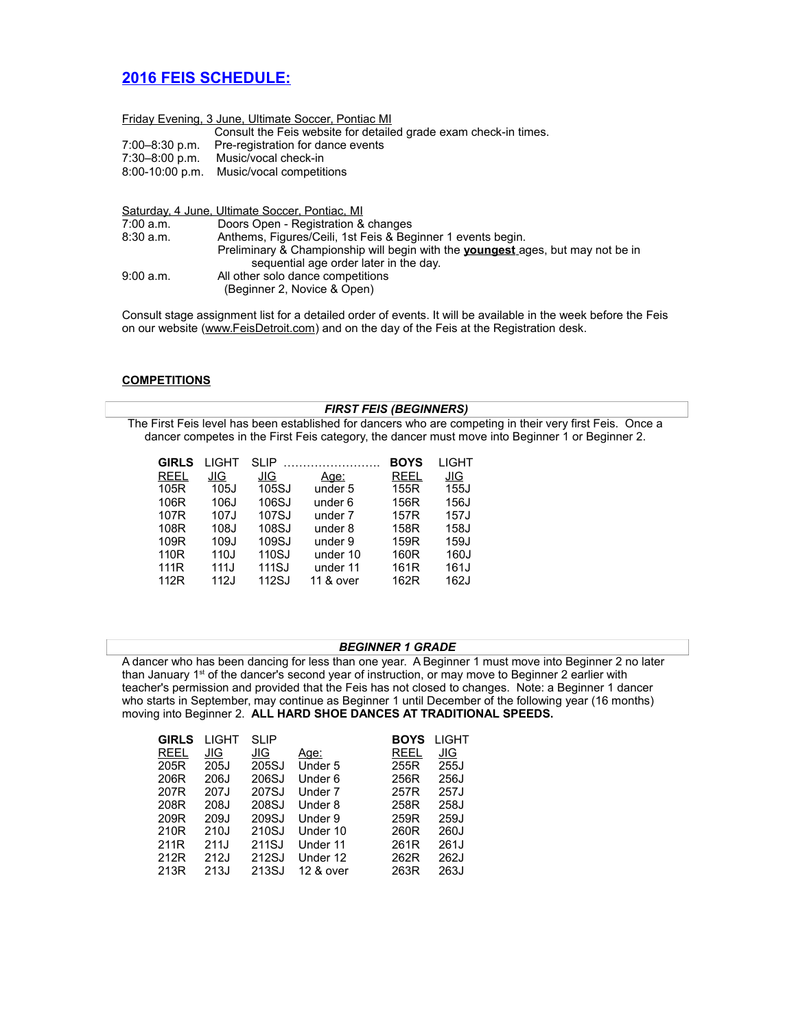## 2016 FEIS SCHEDULE:

Friday Evening, 3 June, Ultimate Soccer, Pontiac MI

Consult the Feis website for detailed grade exam check-in times.

7:00–8:30 p.m. Pre-registration for dance events

7:30–8:00 p.m. Music/vocal check-in

8:00-10:00 p.m. Music/vocal competitions

Saturday, 4 June, Ultimate Soccer, Pontiac, MI

7:00 a.m. Doors Open - Registration & changes

8:30 a.m. Anthems, Figures/Ceili, 1st Feis & Beginner 1 events begin.
Preliminary & Championship will begin with the **youngest** ages, but may not be in sequential age order later in the day.

9:00 a.m. All other solo dance competitions
(Beginner 2, Novice & Open)

Consult stage assignment list for a detailed order of events. It will be available in the week before the Feis on our website (www.FeisDetroit.com) and on the day of the Feis at the Registration desk.

### COMPETITIONS

#### *FIRST FEIS (BEGINNERS)*

The First Feis level has been established for dancers who are competing in their very first Feis. Once a dancer competes in the First Feis category, the dancer must move into Beginner 1 or Beginner 2.

| GIRLS REEL | LIGHT JIG | SLIP JIG | Age: | BOYS REEL | LIGHT JIG |
|---|---|---|---|---|---|
| 105R | 105J | 105SJ | under 5 | 155R | 155J |
| 106R | 106J | 106SJ | under 6 | 156R | 156J |
| 107R | 107J | 107SJ | under 7 | 157R | 157J |
| 108R | 108J | 108SJ | under 8 | 158R | 158J |
| 109R | 109J | 109SJ | under 9 | 159R | 159J |
| 110R | 110J | 110SJ | under 10 | 160R | 160J |
| 111R | 111J | 111SJ | under 11 | 161R | 161J |
| 112R | 112J | 112SJ | 11 & over | 162R | 162J |

#### *BEGINNER 1 GRADE*

A dancer who has been dancing for less than one year. A Beginner 1 must move into Beginner 2 no later than January 1st of the dancer's second year of instruction, or may move to Beginner 2 earlier with teacher's permission and provided that the Feis has not closed to changes. Note: a Beginner 1 dancer who starts in September, may continue as Beginner 1 until December of the following year (16 months) moving into Beginner 2. **ALL HARD SHOE DANCES AT TRADITIONAL SPEEDS.**

| GIRLS REEL | LIGHT JIG | SLIP JIG | Age: | BOYS REEL | LIGHT JIG |
|---|---|---|---|---|---|
| 205R | 205J | 205SJ | Under 5 | 255R | 255J |
| 206R | 206J | 206SJ | Under 6 | 256R | 256J |
| 207R | 207J | 207SJ | Under 7 | 257R | 257J |
| 208R | 208J | 208SJ | Under 8 | 258R | 258J |
| 209R | 209J | 209SJ | Under 9 | 259R | 259J |
| 210R | 210J | 210SJ | Under 10 | 260R | 260J |
| 211R | 211J | 211SJ | Under 11 | 261R | 261J |
| 212R | 212J | 212SJ | Under 12 | 262R | 262J |
| 213R | 213J | 213SJ | 12 & over | 263R | 263J |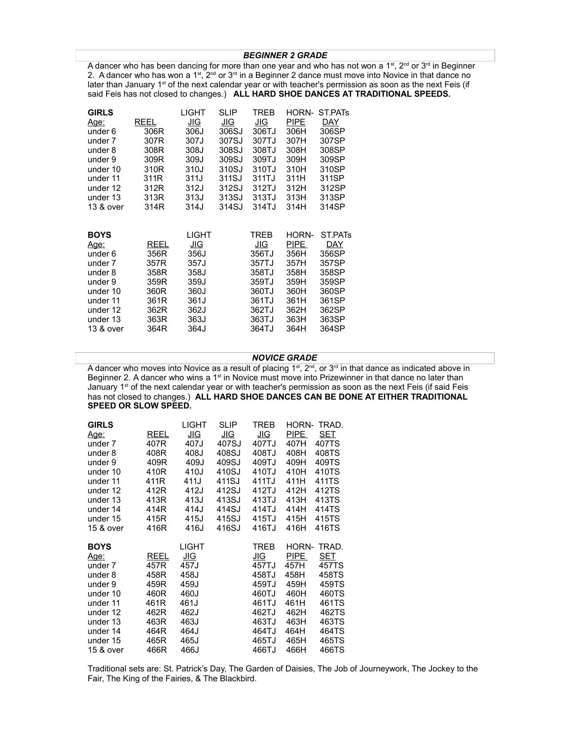## *BEGINNER 2 GRADE*

A dancer who has been dancing for more than one year and who has not won a 1st, 2nd or 3rd in Beginner 2. A dancer who has won a 1st, 2nd or 3rd in a Beginner 2 dance must move into Novice in that dance no later than January 1st of the next calendar year or with teacher's permission as soon as the next Feis (if said Feis has not closed to changes.) **ALL HARD SHOE DANCES AT TRADITIONAL SPEEDS.**

| **GIRLS** Age: | REEL | LIGHT JIG | SLIP JIG | TREB JIG | HORN-PIPE | ST.PATs DAY |
|---|---|---|---|---|---|---|
| under 6 | 306R | 306J | 306SJ | 306TJ | 306H | 306SP |
| under 7 | 307R | 307J | 307SJ | 307TJ | 307H | 307SP |
| under 8 | 308R | 308J | 308SJ | 308TJ | 308H | 308SP |
| under 9 | 309R | 309J | 309SJ | 309TJ | 309H | 309SP |
| under 10 | 310R | 310J | 310SJ | 310TJ | 310H | 310SP |
| under 11 | 311R | 311J | 311SJ | 311TJ | 311H | 311SP |
| under 12 | 312R | 312J | 312SJ | 312TJ | 312H | 312SP |
| under 13 | 313R | 313J | 313SJ | 313TJ | 313H | 313SP |
| 13 & over | 314R | 314J | 314SJ | 314TJ | 314H | 314SP |

| **BOYS** Age: | REEL | LIGHT JIG | TREB JIG | HORN-PIPE | ST.PATs DAY |
|---|---|---|---|---|---|
| under 6 | 356R | 356J | 356TJ | 356H | 356SP |
| under 7 | 357R | 357J | 357TJ | 357H | 357SP |
| under 8 | 358R | 358J | 358TJ | 358H | 358SP |
| under 9 | 359R | 359J | 359TJ | 359H | 359SP |
| under 10 | 360R | 360J | 360TJ | 360H | 360SP |
| under 11 | 361R | 361J | 361TJ | 361H | 361SP |
| under 12 | 362R | 362J | 362TJ | 362H | 362SP |
| under 13 | 363R | 363J | 363TJ | 363H | 363SP |
| 13 & over | 364R | 364J | 364TJ | 364H | 364SP |

## *NOVICE GRADE*

A dancer who moves into Novice as a result of placing 1st, 2nd, or 3rd in that dance as indicated above in Beginner 2. A dancer who wins a 1st in Novice must move into Prizewinner in that dance no later than January 1st of the next calendar year or with teacher's permission as soon as the next Feis (if said Feis has not closed to changes.) **ALL HARD SHOE DANCES CAN BE DONE AT EITHER TRADITIONAL SPEED OR SLOW SPEED.**

| **GIRLS** Age: | REEL | LIGHT JIG | SLIP JIG | TREB JIG | HORN-PIPE | TRAD. SET |
|---|---|---|---|---|---|---|
| under 7 | 407R | 407J | 407SJ | 407TJ | 407H | 407TS |
| under 8 | 408R | 408J | 408SJ | 408TJ | 408H | 408TS |
| under 9 | 409R | 409J | 409SJ | 409TJ | 409H | 409TS |
| under 10 | 410R | 410J | 410SJ | 410TJ | 410H | 410TS |
| under 11 | 411R | 411J | 411SJ | 411TJ | 411H | 411TS |
| under 12 | 412R | 412J | 412SJ | 412TJ | 412H | 412TS |
| under 13 | 413R | 413J | 413SJ | 413TJ | 413H | 413TS |
| under 14 | 414R | 414J | 414SJ | 414TJ | 414H | 414TS |
| under 15 | 415R | 415J | 415SJ | 415TJ | 415H | 415TS |
| 15 & over | 416R | 416J | 416SJ | 416TJ | 416H | 416TS |

| **BOYS** Age: | REEL | LIGHT JIG | TREB JIG | HORN-PIPE | TRAD. SET |
|---|---|---|---|---|---|
| under 7 | 457R | 457J | 457TJ | 457H | 457TS |
| under 8 | 458R | 458J | 458TJ | 458H | 458TS |
| under 9 | 459R | 459J | 459TJ | 459H | 459TS |
| under 10 | 460R | 460J | 460TJ | 460H | 460TS |
| under 11 | 461R | 461J | 461TJ | 461H | 461TS |
| under 12 | 462R | 462J | 462TJ | 462H | 462TS |
| under 13 | 463R | 463J | 463TJ | 463H | 463TS |
| under 14 | 464R | 464J | 464TJ | 464H | 464TS |
| under 15 | 465R | 465J | 465TJ | 465H | 465TS |
| 15 & over | 466R | 466J | 466TJ | 466H | 466TS |

Traditional sets are: St. Patrick's Day, The Garden of Daisies, The Job of Journeywork, The Jockey to the Fair, The King of the Fairies, & The Blackbird.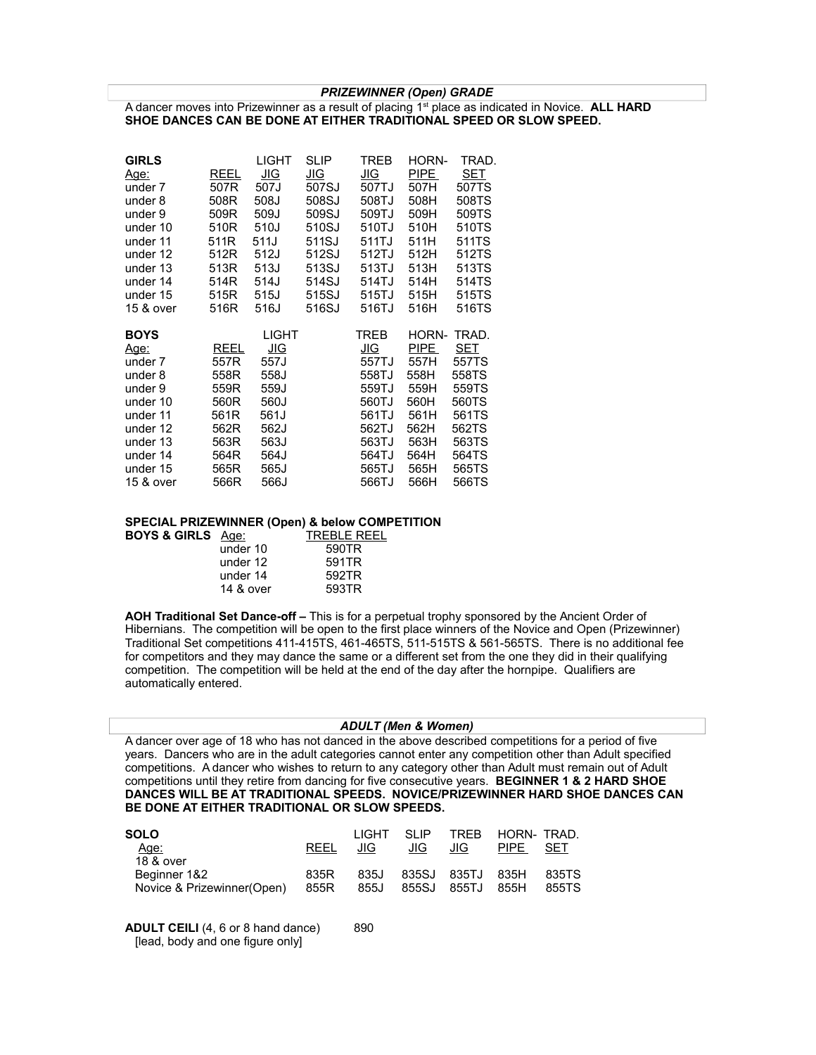## *PRIZEWINNER (Open) GRADE*

A dancer moves into Prizewinner as a result of placing 1st place as indicated in Novice. **ALL HARD SHOE DANCES CAN BE DONE AT EITHER TRADITIONAL SPEED OR SLOW SPEED.**

| **GIRLS** Age: | REEL | LIGHT JIG | SLIP JIG | TREB JIG | HORN-PIPE | TRAD. SET |
|---|---|---|---|---|---|---|
| under 7 | 507R | 507J | 507SJ | 507TJ | 507H | 507TS |
| under 8 | 508R | 508J | 508SJ | 508TJ | 508H | 508TS |
| under 9 | 509R | 509J | 509SJ | 509TJ | 509H | 509TS |
| under 10 | 510R | 510J | 510SJ | 510TJ | 510H | 510TS |
| under 11 | 511R | 511J | 511SJ | 511TJ | 511H | 511TS |
| under 12 | 512R | 512J | 512SJ | 512TJ | 512H | 512TS |
| under 13 | 513R | 513J | 513SJ | 513TJ | 513H | 513TS |
| under 14 | 514R | 514J | 514SJ | 514TJ | 514H | 514TS |
| under 15 | 515R | 515J | 515SJ | 515TJ | 515H | 515TS |
| 15 & over | 516R | 516J | 516SJ | 516TJ | 516H | 516TS |

| **BOYS** Age: | REEL | LIGHT JIG | TREB JIG | HORN-PIPE | TRAD. SET |
|---|---|---|---|---|---|
| under 7 | 557R | 557J | 557TJ | 557H | 557TS |
| under 8 | 558R | 558J | 558TJ | 558H | 558TS |
| under 9 | 559R | 559J | 559TJ | 559H | 559TS |
| under 10 | 560R | 560J | 560TJ | 560H | 560TS |
| under 11 | 561R | 561J | 561TJ | 561H | 561TS |
| under 12 | 562R | 562J | 562TJ | 562H | 562TS |
| under 13 | 563R | 563J | 563TJ | 563H | 563TS |
| under 14 | 564R | 564J | 564TJ | 564H | 564TS |
| under 15 | 565R | 565J | 565TJ | 565H | 565TS |
| 15 & over | 566R | 566J | 566TJ | 566H | 566TS |

**SPECIAL PRIZEWINNER (Open) & below COMPETITION**

| **BOYS & GIRLS** Age: | TREBLE REEL |
|---|---|
| under 10 | 590TR |
| under 12 | 591TR |
| under 14 | 592TR |
| 14 & over | 593TR |

**AOH Traditional Set Dance-off –** This is for a perpetual trophy sponsored by the Ancient Order of Hibernians. The competition will be open to the first place winners of the Novice and Open (Prizewinner) Traditional Set competitions 411-415TS, 461-465TS, 511-515TS & 561-565TS. There is no additional fee for competitors and they may dance the same or a different set from the one they did in their qualifying competition. The competition will be held at the end of the day after the hornpipe. Qualifiers are automatically entered.

## *ADULT (Men & Women)*

A dancer over age of 18 who has not danced in the above described competitions for a period of five years. Dancers who are in the adult categories cannot enter any competition other than Adult specified competitions. A dancer who wishes to return to any category other than Adult must remain out of Adult competitions until they retire from dancing for five consecutive years. **BEGINNER 1 & 2 HARD SHOE DANCES WILL BE AT TRADITIONAL SPEEDS. NOVICE/PRIZEWINNER HARD SHOE DANCES CAN BE DONE AT EITHER TRADITIONAL OR SLOW SPEEDS.**

| **SOLO** Age: 18 & over | REEL | LIGHT JIG | SLIP JIG | TREB JIG | HORN-PIPE | TRAD. SET |
|---|---|---|---|---|---|---|
| Beginner 1&2 | 835R | 835J | 835SJ | 835TJ | 835H | 835TS |
| Novice & Prizewinner(Open) | 855R | 855J | 855SJ | 855TJ | 855H | 855TS |

**ADULT CEILI** (4, 6 or 8 hand dance) 890
[lead, body and one figure only]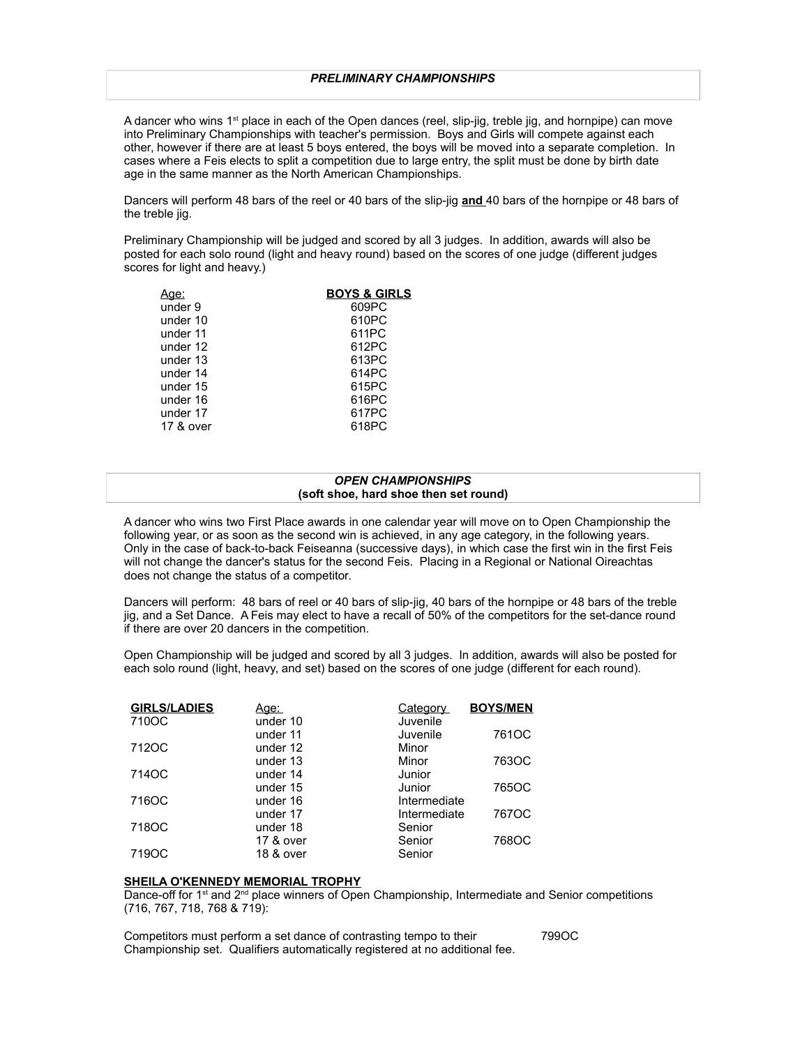## *PRELIMINARY CHAMPIONSHIPS*

A dancer who wins 1st place in each of the Open dances (reel, slip-jig, treble jig, and hornpipe) can move into Preliminary Championships with teacher's permission. Boys and Girls will compete against each other, however if there are at least 5 boys entered, the boys will be moved into a separate completion. In cases where a Feis elects to split a competition due to large entry, the split must be done by birth date age in the same manner as the North American Championships.

Dancers will perform 48 bars of the reel or 40 bars of the slip-jig **and** 40 bars of the hornpipe or 48 bars of the treble jig.

Preliminary Championship will be judged and scored by all 3 judges. In addition, awards will also be posted for each solo round (light and heavy round) based on the scores of one judge (different judges scores for light and heavy.)

| Age: | BOYS & GIRLS |
|---|---|
| under 9 | 609PC |
| under 10 | 610PC |
| under 11 | 611PC |
| under 12 | 612PC |
| under 13 | 613PC |
| under 14 | 614PC |
| under 15 | 615PC |
| under 16 | 616PC |
| under 17 | 617PC |
| 17 & over | 618PC |

## *OPEN CHAMPIONSHIPS*
### (soft shoe, hard shoe then set round)

A dancer who wins two First Place awards in one calendar year will move on to Open Championship the following year, or as soon as the second win is achieved, in any age category, in the following years. Only in the case of back-to-back Feiseanna (successive days), in which case the first win in the first Feis will not change the dancer's status for the second Feis. Placing in a Regional or National Oireachtas does not change the status of a competitor.

Dancers will perform: 48 bars of reel or 40 bars of slip-jig, 40 bars of the hornpipe or 48 bars of the treble jig, and a Set Dance. A Feis may elect to have a recall of 50% of the competitors for the set-dance round if there are over 20 dancers in the competition.

Open Championship will be judged and scored by all 3 judges. In addition, awards will also be posted for each solo round (light, heavy, and set) based on the scores of one judge (different for each round).

| GIRLS/LADIES | Age: | Category | BOYS/MEN |
|---|---|---|---|
| 710OC | under 10 | Juvenile | |
| | under 11 | Juvenile | 761OC |
| 712OC | under 12 | Minor | |
| | under 13 | Minor | 763OC |
| 714OC | under 14 | Junior | |
| | under 15 | Junior | 765OC |
| 716OC | under 16 | Intermediate | |
| | under 17 | Intermediate | 767OC |
| 718OC | under 18 | Senior | |
| | 17 & over | Senior | 768OC |
| 719OC | 18 & over | Senior | |

**SHEILA O'KENNEDY MEMORIAL TROPHY**

Dance-off for 1st and 2nd place winners of Open Championship, Intermediate and Senior competitions (716, 767, 718, 768 & 719):

Competitors must perform a set dance of contrasting tempo to their Championship set. Qualifiers automatically registered at no additional fee. 799OC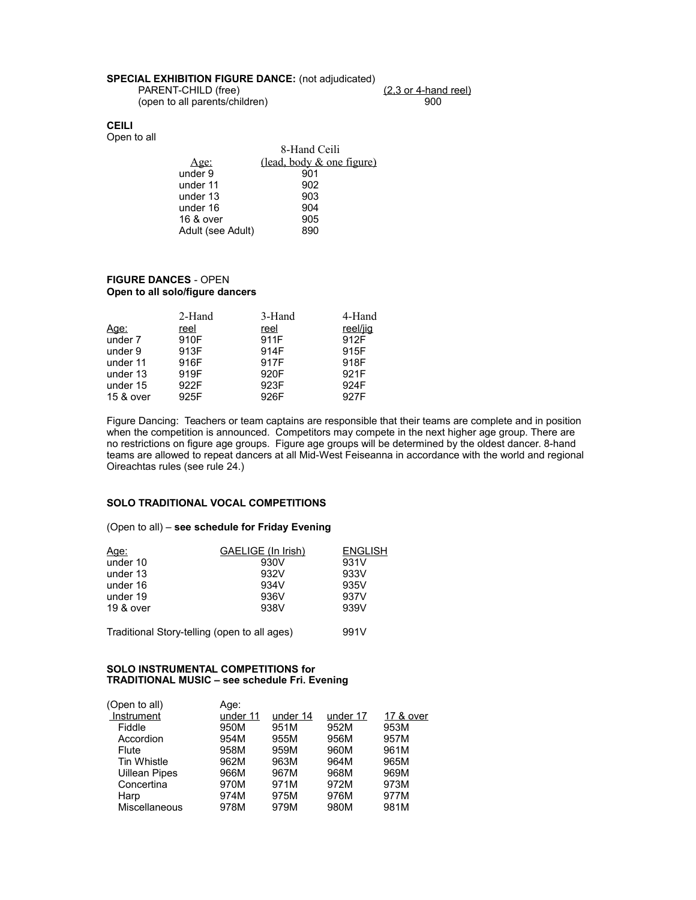**SPECIAL EXHIBITION FIGURE DANCE:** (not adjudicated)

| | (2,3 or 4-hand reel) |
|---|---|
| PARENT-CHILD (free) (open to all parents/children) | 900 |

**CEILI**

Open to all

| Age: | 8-Hand Ceili (lead, body & one figure) |
|---|---|
| under 9 | 901 |
| under 11 | 902 |
| under 13 | 903 |
| under 16 | 904 |
| 16 & over | 905 |
| Adult (see Adult) | 890 |

**FIGURE DANCES** - OPEN
**Open to all solo/figure dancers**

| Age: | 2-Hand reel | 3-Hand reel | 4-Hand reel/jig |
|---|---|---|---|
| under 7 | 910F | 911F | 912F |
| under 9 | 913F | 914F | 915F |
| under 11 | 916F | 917F | 918F |
| under 13 | 919F | 920F | 921F |
| under 15 | 922F | 923F | 924F |
| 15 & over | 925F | 926F | 927F |

Figure Dancing: Teachers or team captains are responsible that their teams are complete and in position when the competition is announced. Competitors may compete in the next higher age group. There are no restrictions on figure age groups. Figure age groups will be determined by the oldest dancer. 8-hand teams are allowed to repeat dancers at all Mid-West Feiseanna in accordance with the world and regional Oireachtas rules (see rule 24.)

**SOLO TRADITIONAL VOCAL COMPETITIONS**

(Open to all) – **see schedule for Friday Evening**

| Age: | GAELIGE (In Irish) | ENGLISH |
|---|---|---|
| under 10 | 930V | 931V |
| under 13 | 932V | 933V |
| under 16 | 934V | 935V |
| under 19 | 936V | 937V |
| 19 & over | 938V | 939V |

Traditional Story-telling (open to all ages) 991V

**SOLO INSTRUMENTAL COMPETITIONS for**
**TRADITIONAL MUSIC – see schedule Fri. Evening**

| (Open to all) | Age: | | | |
|---|---|---|---|---|
| Instrument | under 11 | under 14 | under 17 | 17 & over |
| Fiddle | 950M | 951M | 952M | 953M |
| Accordion | 954M | 955M | 956M | 957M |
| Flute | 958M | 959M | 960M | 961M |
| Tin Whistle | 962M | 963M | 964M | 965M |
| Uillean Pipes | 966M | 967M | 968M | 969M |
| Concertina | 970M | 971M | 972M | 973M |
| Harp | 974M | 975M | 976M | 977M |
| Miscellaneous | 978M | 979M | 980M | 981M |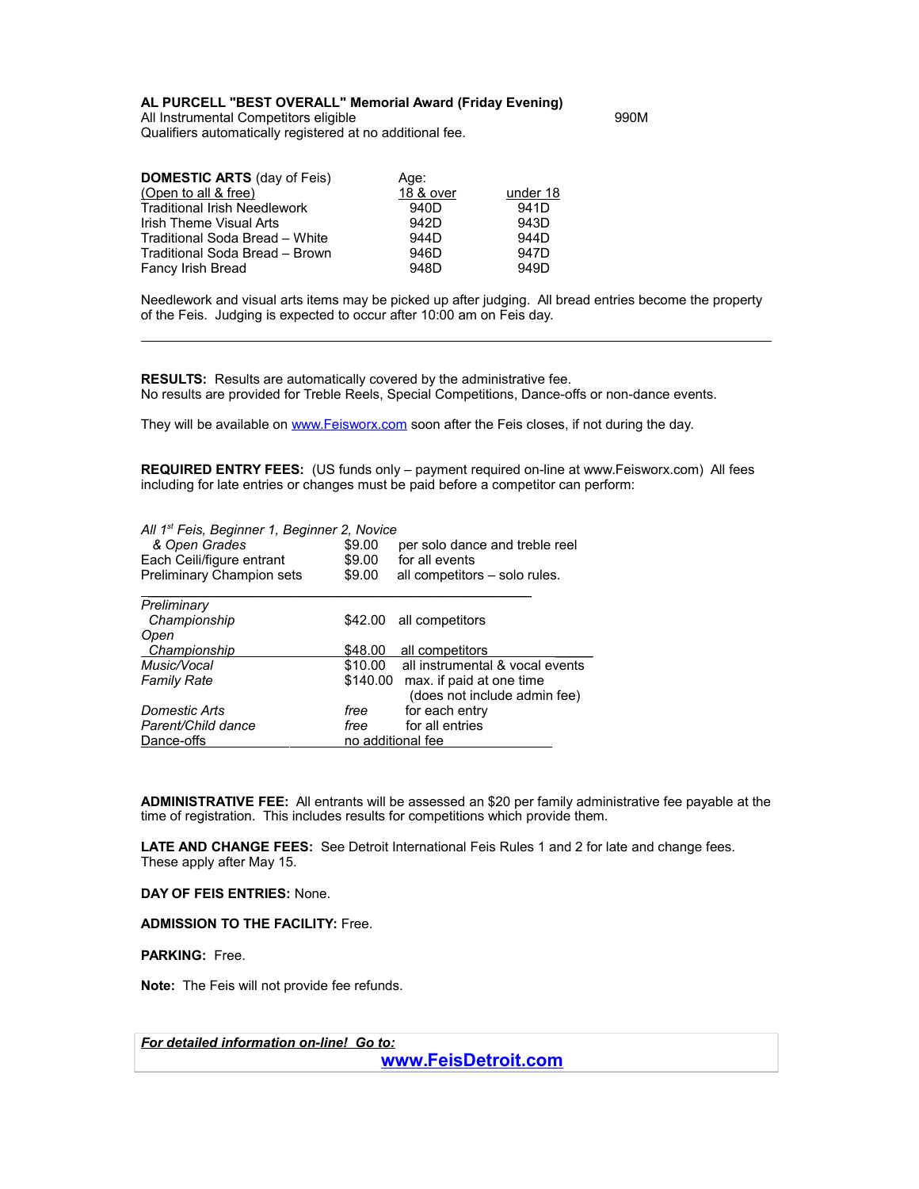**AL PURCELL "BEST OVERALL" Memorial Award (Friday Evening)**

All Instrumental Competitors eligible 990M

Qualifiers automatically registered at no additional fee.

| **DOMESTIC ARTS** (day of Feis) (Open to all & free) | Age: 18 & over | under 18 |
|---|---|---|
| Traditional Irish Needlework | 940D | 941D |
| Irish Theme Visual Arts | 942D | 943D |
| Traditional Soda Bread – White | 944D | 944D |
| Traditional Soda Bread – Brown | 946D | 947D |
| Fancy Irish Bread | 948D | 949D |

Needlework and visual arts items may be picked up after judging. All bread entries become the property of the Feis. Judging is expected to occur after 10:00 am on Feis day.

---

**RESULTS:** Results are automatically covered by the administrative fee.
No results are provided for Treble Reels, Special Competitions, Dance-offs or non-dance events.

They will be available on www.Feisworx.com soon after the Feis closes, if not during the day.

**REQUIRED ENTRY FEES:** (US funds only – payment required on-line at www.Feisworx.com) All fees including for late entries or changes must be paid before a competitor can perform:

| | | |
|---|---|---|
| *All 1st Feis, Beginner 1, Beginner 2, Novice & Open Grades* | $9.00 | per solo dance and treble reel |
| Each Ceili/figure entrant | $9.00 | for all events |
| Preliminary Champion sets | $9.00 | all competitors – solo rules. |
| *Preliminary Championship* | $42.00 | all competitors |
| *Open Championship* | $48.00 | all competitors |
| *Music/Vocal* | $10.00 | all instrumental & vocal events |
| *Family Rate* | $140.00 | max. if paid at one time (does not include admin fee) |
| *Domestic Arts* | *free* | for each entry |
| *Parent/Child dance* | *free* | for all entries |
| Dance-offs | no additional fee | |

**ADMINISTRATIVE FEE:** All entrants will be assessed an $20 per family administrative fee payable at the time of registration. This includes results for competitions which provide them.

**LATE AND CHANGE FEES:** See Detroit International Feis Rules 1 and 2 for late and change fees. These apply after May 15.

**DAY OF FEIS ENTRIES:** None.

**ADMISSION TO THE FACILITY:** Free.

**PARKING:** Free.

**Note:** The Feis will not provide fee refunds.

***For detailed information on-line! Go to:***

**www.FeisDetroit.com**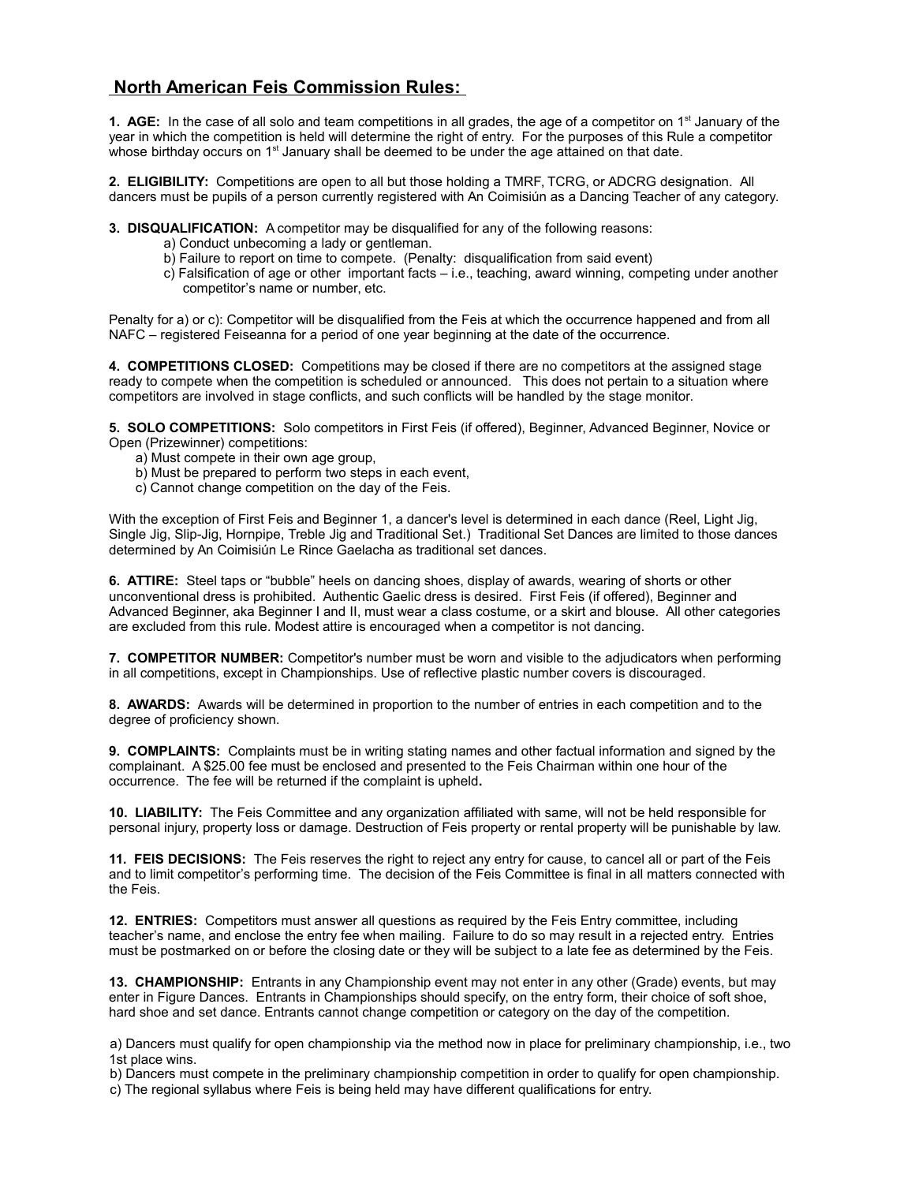## North American Feis Commission Rules:

**1. AGE:** In the case of all solo and team competitions in all grades, the age of a competitor on 1st January of the year in which the competition is held will determine the right of entry. For the purposes of this Rule a competitor whose birthday occurs on 1st January shall be deemed to be under the age attained on that date.

**2. ELIGIBILITY:** Competitions are open to all but those holding a TMRF, TCRG, or ADCRG designation. All dancers must be pupils of a person currently registered with An Coimisiún as a Dancing Teacher of any category.

**3. DISQUALIFICATION:** A competitor may be disqualified for any of the following reasons:

a) Conduct unbecoming a lady or gentleman.
b) Failure to report on time to compete. (Penalty: disqualification from said event)
c) Falsification of age or other important facts – i.e., teaching, award winning, competing under another competitor's name or number, etc.

Penalty for a) or c): Competitor will be disqualified from the Feis at which the occurrence happened and from all NAFC – registered Feiseanna for a period of one year beginning at the date of the occurrence.

**4. COMPETITIONS CLOSED:** Competitions may be closed if there are no competitors at the assigned stage ready to compete when the competition is scheduled or announced. This does not pertain to a situation where competitors are involved in stage conflicts, and such conflicts will be handled by the stage monitor.

**5. SOLO COMPETITIONS:** Solo competitors in First Feis (if offered), Beginner, Advanced Beginner, Novice or Open (Prizewinner) competitions:

a) Must compete in their own age group,
b) Must be prepared to perform two steps in each event,
c) Cannot change competition on the day of the Feis.

With the exception of First Feis and Beginner 1, a dancer's level is determined in each dance (Reel, Light Jig, Single Jig, Slip-Jig, Hornpipe, Treble Jig and Traditional Set.) Traditional Set Dances are limited to those dances determined by An Coimisiún Le Rince Gaelacha as traditional set dances.

**6. ATTIRE:** Steel taps or "bubble" heels on dancing shoes, display of awards, wearing of shorts or other unconventional dress is prohibited. Authentic Gaelic dress is desired. First Feis (if offered), Beginner and Advanced Beginner, aka Beginner I and II, must wear a class costume, or a skirt and blouse. All other categories are excluded from this rule. Modest attire is encouraged when a competitor is not dancing.

**7. COMPETITOR NUMBER:** Competitor's number must be worn and visible to the adjudicators when performing in all competitions, except in Championships. Use of reflective plastic number covers is discouraged.

**8. AWARDS:** Awards will be determined in proportion to the number of entries in each competition and to the degree of proficiency shown.

**9. COMPLAINTS:** Complaints must be in writing stating names and other factual information and signed by the complainant. A $25.00 fee must be enclosed and presented to the Feis Chairman within one hour of the occurrence. The fee will be returned if the complaint is upheld**.**

**10. LIABILITY:** The Feis Committee and any organization affiliated with same, will not be held responsible for personal injury, property loss or damage. Destruction of Feis property or rental property will be punishable by law.

**11. FEIS DECISIONS:** The Feis reserves the right to reject any entry for cause, to cancel all or part of the Feis and to limit competitor's performing time. The decision of the Feis Committee is final in all matters connected with the Feis.

**12. ENTRIES:** Competitors must answer all questions as required by the Feis Entry committee, including teacher's name, and enclose the entry fee when mailing. Failure to do so may result in a rejected entry. Entries must be postmarked on or before the closing date or they will be subject to a late fee as determined by the Feis.

**13. CHAMPIONSHIP:** Entrants in any Championship event may not enter in any other (Grade) events, but may enter in Figure Dances. Entrants in Championships should specify, on the entry form, their choice of soft shoe, hard shoe and set dance. Entrants cannot change competition or category on the day of the competition.

a) Dancers must qualify for open championship via the method now in place for preliminary championship, i.e., two 1st place wins.
b) Dancers must compete in the preliminary championship competition in order to qualify for open championship.
c) The regional syllabus where Feis is being held may have different qualifications for entry.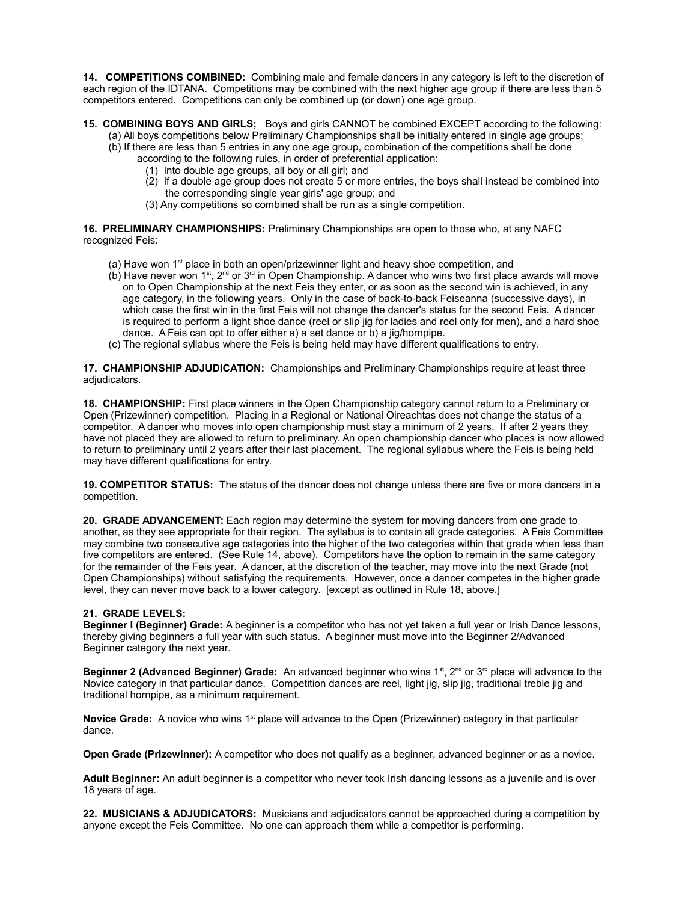**14. COMPETITIONS COMBINED:** Combining male and female dancers in any category is left to the discretion of each region of the IDTANA. Competitions may be combined with the next higher age group if there are less than 5 competitors entered. Competitions can only be combined up (or down) one age group.

**15. COMBINING BOYS AND GIRLS;** Boys and girls CANNOT be combined EXCEPT according to the following:

(a) All boys competitions below Preliminary Championships shall be initially entered in single age groups;

(b) If there are less than 5 entries in any one age group, combination of the competitions shall be done according to the following rules, in order of preferential application:

(1) Into double age groups, all boy or all girl; and

(2) If a double age group does not create 5 or more entries, the boys shall instead be combined into the corresponding single year girls' age group; and

(3) Any competitions so combined shall be run as a single competition.

**16. PRELIMINARY CHAMPIONSHIPS:** Preliminary Championships are open to those who, at any NAFC recognized Feis:

(a) Have won 1st place in both an open/prizewinner light and heavy shoe competition, and

(b) Have never won 1st, 2nd or 3rd in Open Championship. A dancer who wins two first place awards will move on to Open Championship at the next Feis they enter, or as soon as the second win is achieved, in any age category, in the following years. Only in the case of back-to-back Feiseanna (successive days), in which case the first win in the first Feis will not change the dancer's status for the second Feis. A dancer is required to perform a light shoe dance (reel or slip jig for ladies and reel only for men), and a hard shoe dance. A Feis can opt to offer either a) a set dance or b) a jig/hornpipe.

(c) The regional syllabus where the Feis is being held may have different qualifications to entry.

**17. CHAMPIONSHIP ADJUDICATION:** Championships and Preliminary Championships require at least three adjudicators.

**18. CHAMPIONSHIP:** First place winners in the Open Championship category cannot return to a Preliminary or Open (Prizewinner) competition. Placing in a Regional or National Oireachtas does not change the status of a competitor. A dancer who moves into open championship must stay a minimum of 2 years. If after 2 years they have not placed they are allowed to return to preliminary. An open championship dancer who places is now allowed to return to preliminary until 2 years after their last placement. The regional syllabus where the Feis is being held may have different qualifications for entry.

**19. COMPETITOR STATUS:** The status of the dancer does not change unless there are five or more dancers in a competition.

**20. GRADE ADVANCEMENT:** Each region may determine the system for moving dancers from one grade to another, as they see appropriate for their region. The syllabus is to contain all grade categories. A Feis Committee may combine two consecutive age categories into the higher of the two categories within that grade when less than five competitors are entered. (See Rule 14, above). Competitors have the option to remain in the same category for the remainder of the Feis year. A dancer, at the discretion of the teacher, may move into the next Grade (not Open Championships) without satisfying the requirements. However, once a dancer competes in the higher grade level, they can never move back to a lower category. [except as outlined in Rule 18, above.]

**21. GRADE LEVELS:**

**Beginner I (Beginner) Grade:** A beginner is a competitor who has not yet taken a full year or Irish Dance lessons, thereby giving beginners a full year with such status. A beginner must move into the Beginner 2/Advanced Beginner category the next year.

**Beginner 2 (Advanced Beginner) Grade:** An advanced beginner who wins 1st, 2nd or 3rd place will advance to the Novice category in that particular dance. Competition dances are reel, light jig, slip jig, traditional treble jig and traditional hornpipe, as a minimum requirement.

**Novice Grade:** A novice who wins 1st place will advance to the Open (Prizewinner) category in that particular dance.

**Open Grade (Prizewinner):** A competitor who does not qualify as a beginner, advanced beginner or as a novice.

**Adult Beginner:** An adult beginner is a competitor who never took Irish dancing lessons as a juvenile and is over 18 years of age.

**22. MUSICIANS & ADJUDICATORS:** Musicians and adjudicators cannot be approached during a competition by anyone except the Feis Committee. No one can approach them while a competitor is performing.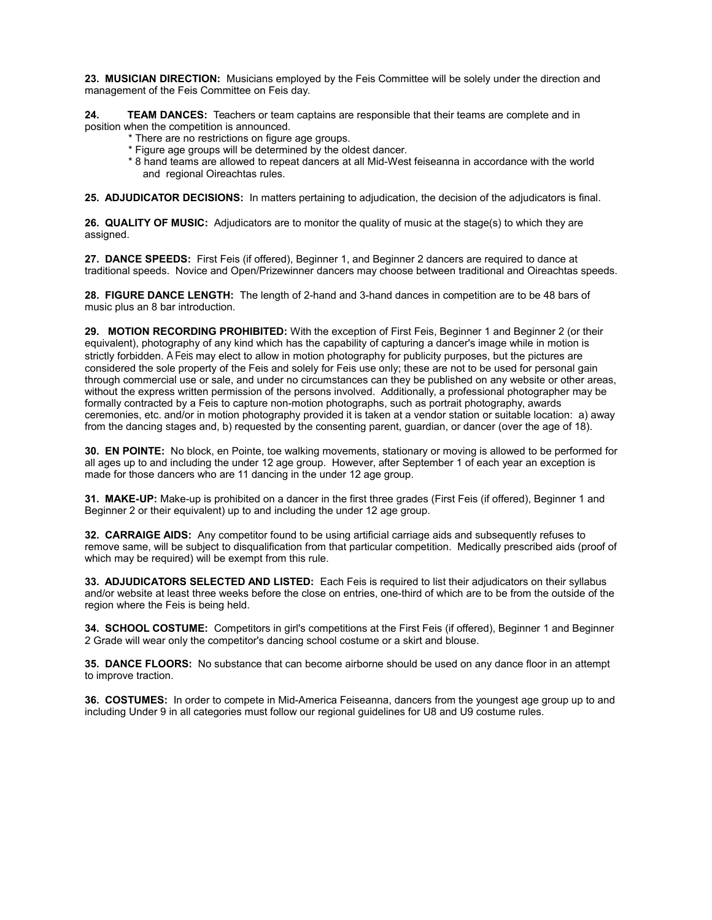**23. MUSICIAN DIRECTION:** Musicians employed by the Feis Committee will be solely under the direction and management of the Feis Committee on Feis day.

**24. TEAM DANCES:** Teachers or team captains are responsible that their teams are complete and in position when the competition is announced.

- There are no restrictions on figure age groups.
- Figure age groups will be determined by the oldest dancer.
- 8 hand teams are allowed to repeat dancers at all Mid-West feiseanna in accordance with the world and regional Oireachtas rules.

**25. ADJUDICATOR DECISIONS:** In matters pertaining to adjudication, the decision of the adjudicators is final.

**26. QUALITY OF MUSIC:** Adjudicators are to monitor the quality of music at the stage(s) to which they are assigned.

**27. DANCE SPEEDS:** First Feis (if offered), Beginner 1, and Beginner 2 dancers are required to dance at traditional speeds. Novice and Open/Prizewinner dancers may choose between traditional and Oireachtas speeds.

**28. FIGURE DANCE LENGTH:** The length of 2-hand and 3-hand dances in competition are to be 48 bars of music plus an 8 bar introduction.

**29. MOTION RECORDING PROHIBITED:** With the exception of First Feis, Beginner 1 and Beginner 2 (or their equivalent), photography of any kind which has the capability of capturing a dancer's image while in motion is strictly forbidden. A Feis may elect to allow in motion photography for publicity purposes, but the pictures are considered the sole property of the Feis and solely for Feis use only; these are not to be used for personal gain through commercial use or sale, and under no circumstances can they be published on any website or other areas, without the express written permission of the persons involved. Additionally, a professional photographer may be formally contracted by a Feis to capture non-motion photographs, such as portrait photography, awards ceremonies, etc. and/or in motion photography provided it is taken at a vendor station or suitable location: a) away from the dancing stages and, b) requested by the consenting parent, guardian, or dancer (over the age of 18).

**30. EN POINTE:** No block, en Pointe, toe walking movements, stationary or moving is allowed to be performed for all ages up to and including the under 12 age group. However, after September 1 of each year an exception is made for those dancers who are 11 dancing in the under 12 age group.

**31. MAKE-UP:** Make-up is prohibited on a dancer in the first three grades (First Feis (if offered), Beginner 1 and Beginner 2 or their equivalent) up to and including the under 12 age group.

**32. CARRAIGE AIDS:** Any competitor found to be using artificial carriage aids and subsequently refuses to remove same, will be subject to disqualification from that particular competition. Medically prescribed aids (proof of which may be required) will be exempt from this rule.

**33. ADJUDICATORS SELECTED AND LISTED:** Each Feis is required to list their adjudicators on their syllabus and/or website at least three weeks before the close on entries, one-third of which are to be from the outside of the region where the Feis is being held.

**34. SCHOOL COSTUME:** Competitors in girl's competitions at the First Feis (if offered), Beginner 1 and Beginner 2 Grade will wear only the competitor's dancing school costume or a skirt and blouse.

**35. DANCE FLOORS:** No substance that can become airborne should be used on any dance floor in an attempt to improve traction.

**36. COSTUMES:** In order to compete in Mid-America Feiseanna, dancers from the youngest age group up to and including Under 9 in all categories must follow our regional guidelines for U8 and U9 costume rules.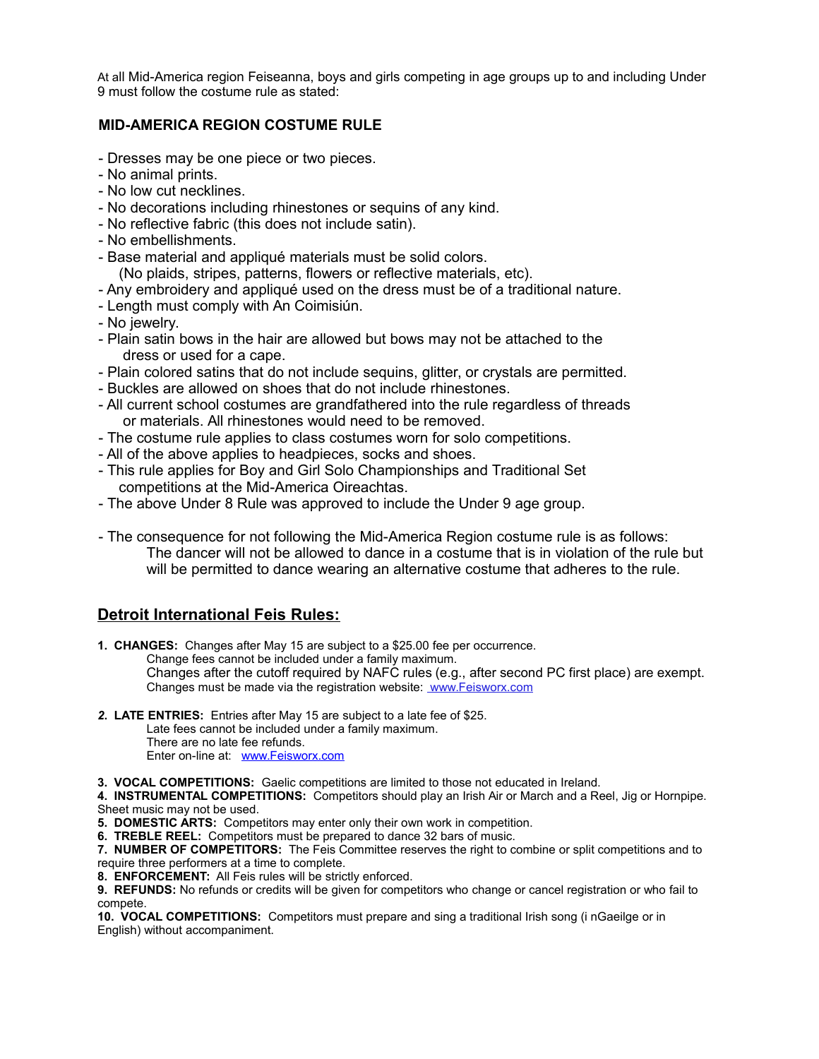At all Mid-America region Feiseanna, boys and girls competing in age groups up to and including Under 9 must follow the costume rule as stated:

## MID-AMERICA REGION COSTUME RULE

- Dresses may be one piece or two pieces.
- No animal prints.
- No low cut necklines.
- No decorations including rhinestones or sequins of any kind.
- No reflective fabric (this does not include satin).
- No embellishments.
- Base material and appliqué materials must be solid colors.
  (No plaids, stripes, patterns, flowers or reflective materials, etc).
- Any embroidery and appliqué used on the dress must be of a traditional nature.
- Length must comply with An Coimisiún.
- No jewelry.
- Plain satin bows in the hair are allowed but bows may not be attached to the dress or used for a cape.
- Plain colored satins that do not include sequins, glitter, or crystals are permitted.
- Buckles are allowed on shoes that do not include rhinestones.
- All current school costumes are grandfathered into the rule regardless of threads or materials. All rhinestones would need to be removed.
- The costume rule applies to class costumes worn for solo competitions.
- All of the above applies to headpieces, socks and shoes.
- This rule applies for Boy and Girl Solo Championships and Traditional Set competitions at the Mid-America Oireachtas.
- The above Under 8 Rule was approved to include the Under 9 age group.

- The consequence for not following the Mid-America Region costume rule is as follows:
  The dancer will not be allowed to dance in a costume that is in violation of the rule but will be permitted to dance wearing an alternative costume that adheres to the rule.

## Detroit International Feis Rules:

1. **CHANGES:** Changes after May 15 are subject to a $25.00 fee per occurrence.
   Change fees cannot be included under a family maximum.
   Changes after the cutoff required by NAFC rules (e.g., after second PC first place) are exempt.
   Changes must be made via the registration website: www.Feisworx.com

2. **LATE ENTRIES:** Entries after May 15 are subject to a late fee of $25.
   Late fees cannot be included under a family maximum.
   There are no late fee refunds.
   Enter on-line at: www.Feisworx.com

3. **VOCAL COMPETITIONS:** Gaelic competitions are limited to those not educated in Ireland.
4. **INSTRUMENTAL COMPETITIONS:** Competitors should play an Irish Air or March and a Reel, Jig or Hornpipe. Sheet music may not be used.
5. **DOMESTIC ARTS:** Competitors may enter only their own work in competition.
6. **TREBLE REEL:** Competitors must be prepared to dance 32 bars of music.
7. **NUMBER OF COMPETITORS:** The Feis Committee reserves the right to combine or split competitions and to require three performers at a time to complete.
8. **ENFORCEMENT:** All Feis rules will be strictly enforced.
9. **REFUNDS:** No refunds or credits will be given for competitors who change or cancel registration or who fail to compete.
10. **VOCAL COMPETITIONS:** Competitors must prepare and sing a traditional Irish song (i nGaeilge or in English) without accompaniment.